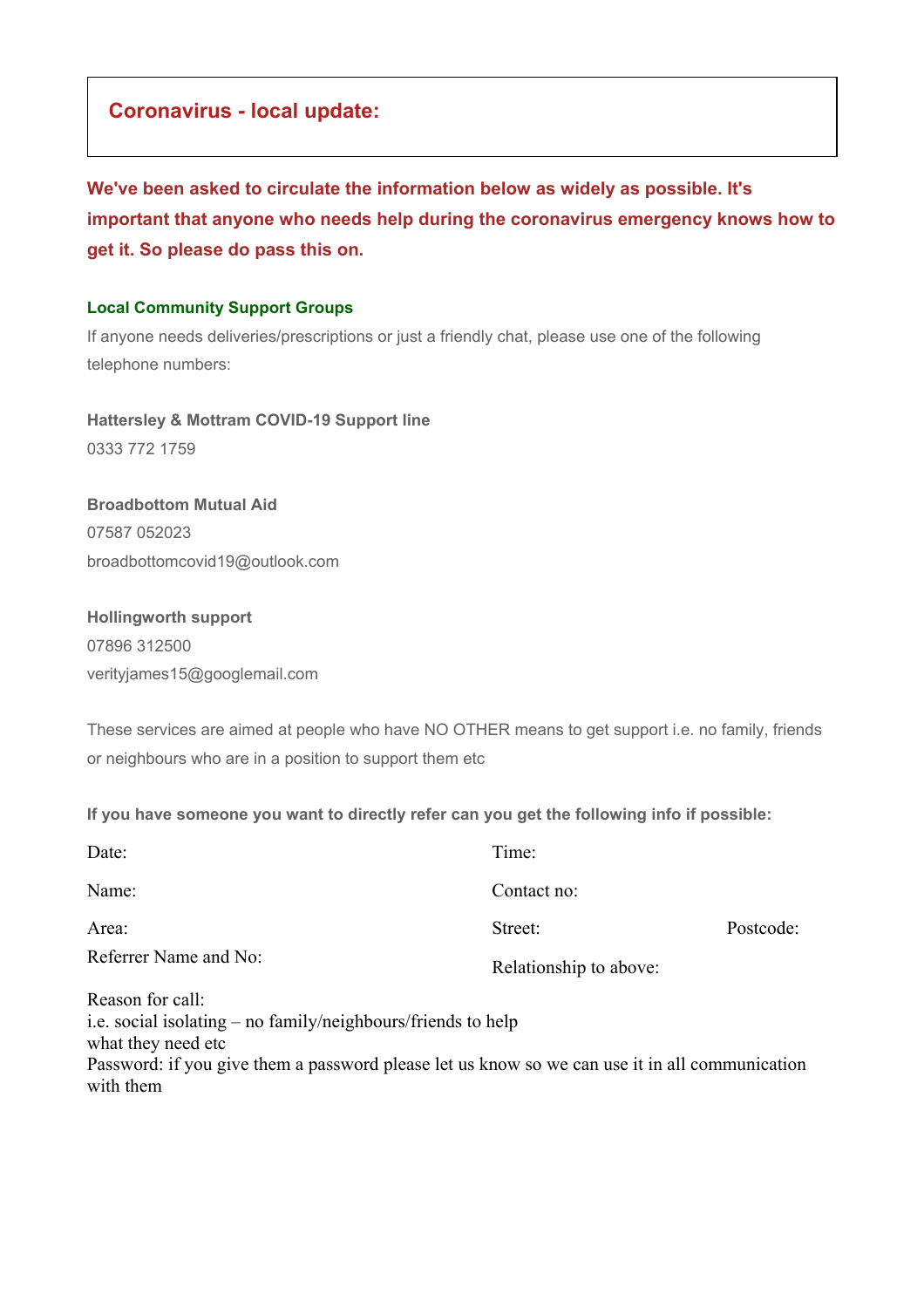## Coronavirus - local update:

**We've been asked to circulate the information below as widely as possible. It's important that anyone who needs help during the coronavirus emergency knows how to get it. So please do pass this on.**

### Local Community Support Groups

If anyone needs deliveries/prescriptions or just a friendly chat, please use one of the following telephone numbers:

**Hattersley & Mottram COVID-19 Support line**
0333 772 1759

**Broadbottom Mutual Aid**
07587 052023
broadbottomcovid19@outlook.com

**Hollingworth support**
07896 312500
verityjames15@googlemail.com

These services are aimed at people who have NO OTHER means to get support i.e. no family, friends or neighbours who are in a position to support them etc

**If you have someone you want to directly refer can you get the following info if possible:**

Date: Time:

Name: Contact no:

Area: Street: Postcode:

Referrer Name and No: Relationship to above:

Reason for call:
i.e. social isolating – no family/neighbours/friends to help
what they need etc
Password: if you give them a password please let us know so we can use it in all communication with them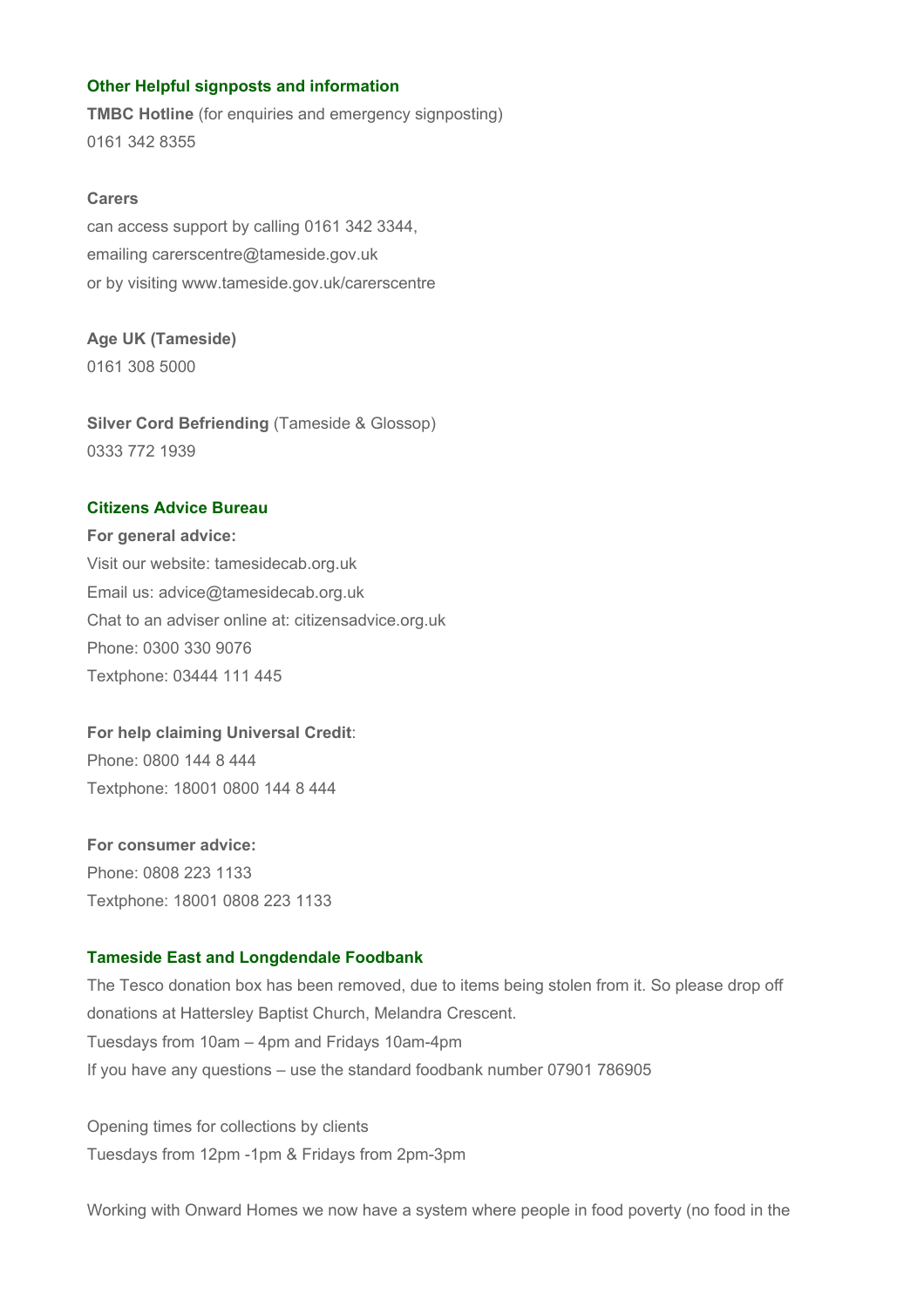### Other Helpful signposts and information

**TMBC Hotline** (for enquiries and emergency signposting)
0161 342 8355

**Carers**
can access support by calling 0161 342 3344,
emailing carerscentre@tameside.gov.uk
or by visiting www.tameside.gov.uk/carerscentre

**Age UK (Tameside)**
0161 308 5000

**Silver Cord Befriending** (Tameside & Glossop)
0333 772 1939

### Citizens Advice Bureau

**For general advice:**
Visit our website: tamesidecab.org.uk
Email us: advice@tamesidecab.org.uk
Chat to an adviser online at: citizensadvice.org.uk
Phone: 0300 330 9076
Textphone: 03444 111 445

**For help claiming Universal Credit**:
Phone: 0800 144 8 444
Textphone: 18001 0800 144 8 444

**For consumer advice:**
Phone: 0808 223 1133
Textphone: 18001 0808 223 1133

### Tameside East and Longdendale Foodbank

The Tesco donation box has been removed, due to items being stolen from it. So please drop off donations at Hattersley Baptist Church, Melandra Crescent.
Tuesdays from 10am – 4pm and Fridays 10am-4pm
If you have any questions – use the standard foodbank number 07901 786905

Opening times for collections by clients
Tuesdays from 12pm -1pm & Fridays from 2pm-3pm

Working with Onward Homes we now have a system where people in food poverty (no food in the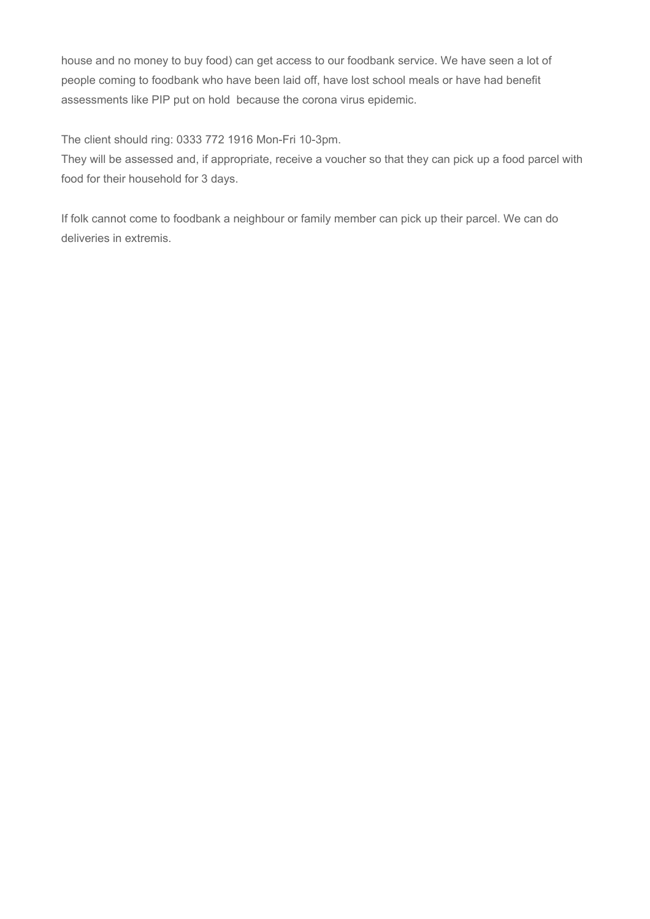house and no money to buy food) can get access to our foodbank service. We have seen a lot of people coming to foodbank who have been laid off, have lost school meals or have had benefit assessments like PIP put on hold  because the corona virus epidemic.

The client should ring: 0333 772 1916 Mon-Fri 10-3pm.
They will be assessed and, if appropriate, receive a voucher so that they can pick up a food parcel with food for their household for 3 days.

If folk cannot come to foodbank a neighbour or family member can pick up their parcel. We can do deliveries in extremis.